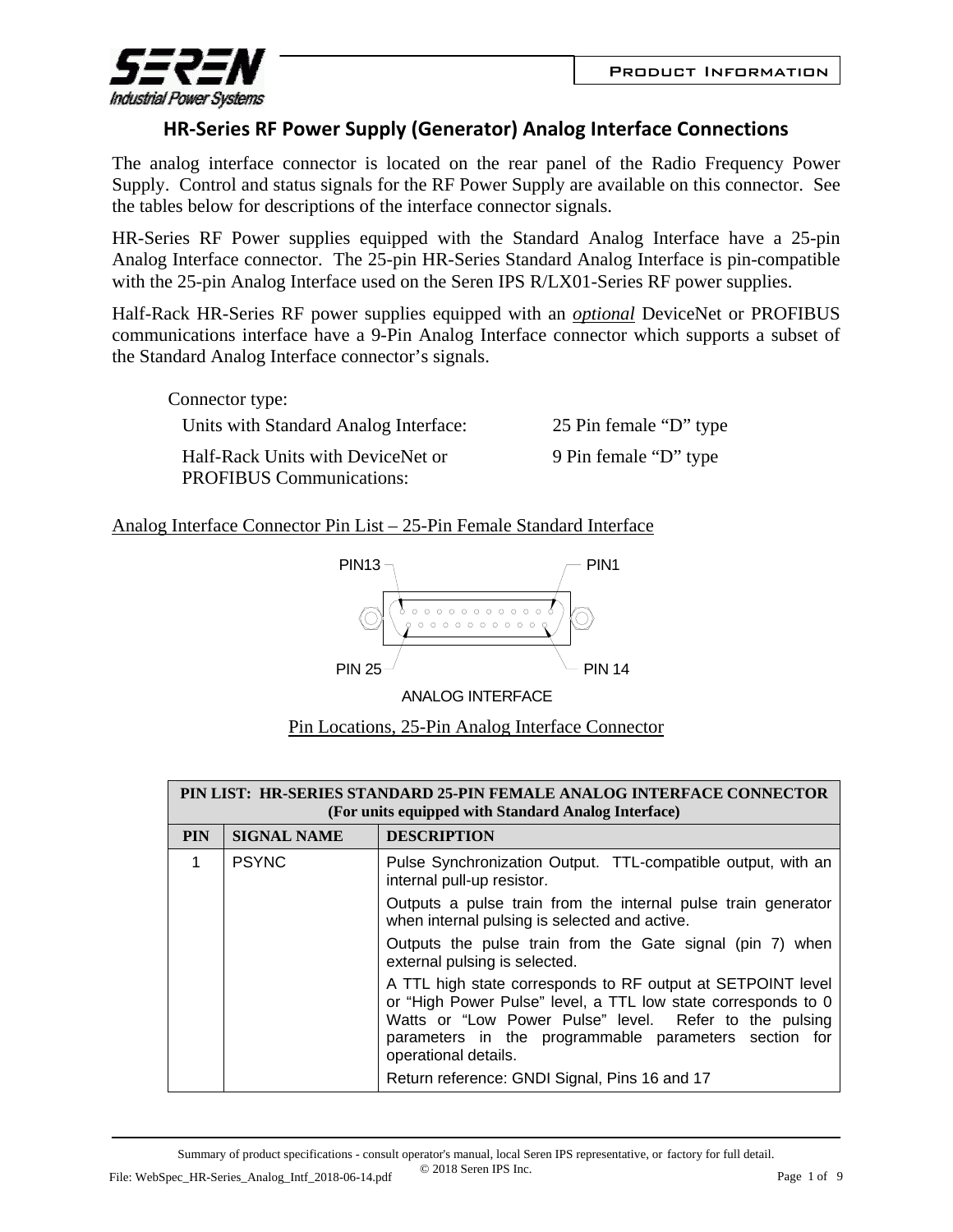# HR-Series RF Power Supply (Generator) Analog Interface Connections

The analog interface connector is located on the rear panel of the Radio Frequency Power Supply. Control and status signals for the RF Power Supply are available on this connector. See the tables below for descriptions of the interface connector signals.

HR-Series RF Power supplies equipped with the Standard Analog Interface have a 25-pin Analog Interface connector. The 25-pin HR-Series Standard Analog Interface is pin-compatible with the 25-pin Analog Interface used on the Seren IPS R/LX01-Series RF power supplies.

Half-Rack HR-Series RF power supplies equipped with an ***optional*** DeviceNet or PROFIBUS communications interface have a 9-Pin Analog Interface connector which supports a subset of the Standard Analog Interface connector's signals.

Connector type:

| | |
|---|---|
| Units with Standard Analog Interface: | 25 Pin female "D" type |
| Half-Rack Units with DeviceNet or PROFIBUS Communications: | 9 Pin female "D" type |

Analog Interface Connector Pin List – 25-Pin Female Standard Interface

PIN13 PIN1

PIN 25 PIN 14

ANALOG INTERFACE

Pin Locations, 25-Pin Analog Interface Connector

| PIN LIST: HR-SERIES STANDARD 25-PIN FEMALE ANALOG INTERFACE CONNECTOR (For units equipped with Standard Analog Interface) | | |
|---|---|---|
| **PIN** | **SIGNAL NAME** | **DESCRIPTION** |
| 1 | PSYNC | Pulse Synchronization Output. TTL-compatible output, with an internal pull-up resistor.<br>Outputs a pulse train from the internal pulse train generator when internal pulsing is selected and active.<br>Outputs the pulse train from the Gate signal (pin 7) when external pulsing is selected.<br>A TTL high state corresponds to RF output at SETPOINT level or "High Power Pulse" level, a TTL low state corresponds to 0 Watts or "Low Power Pulse" level. Refer to the pulsing parameters in the programmable parameters section for operational details.<br>Return reference: GNDI Signal, Pins 16 and 17 |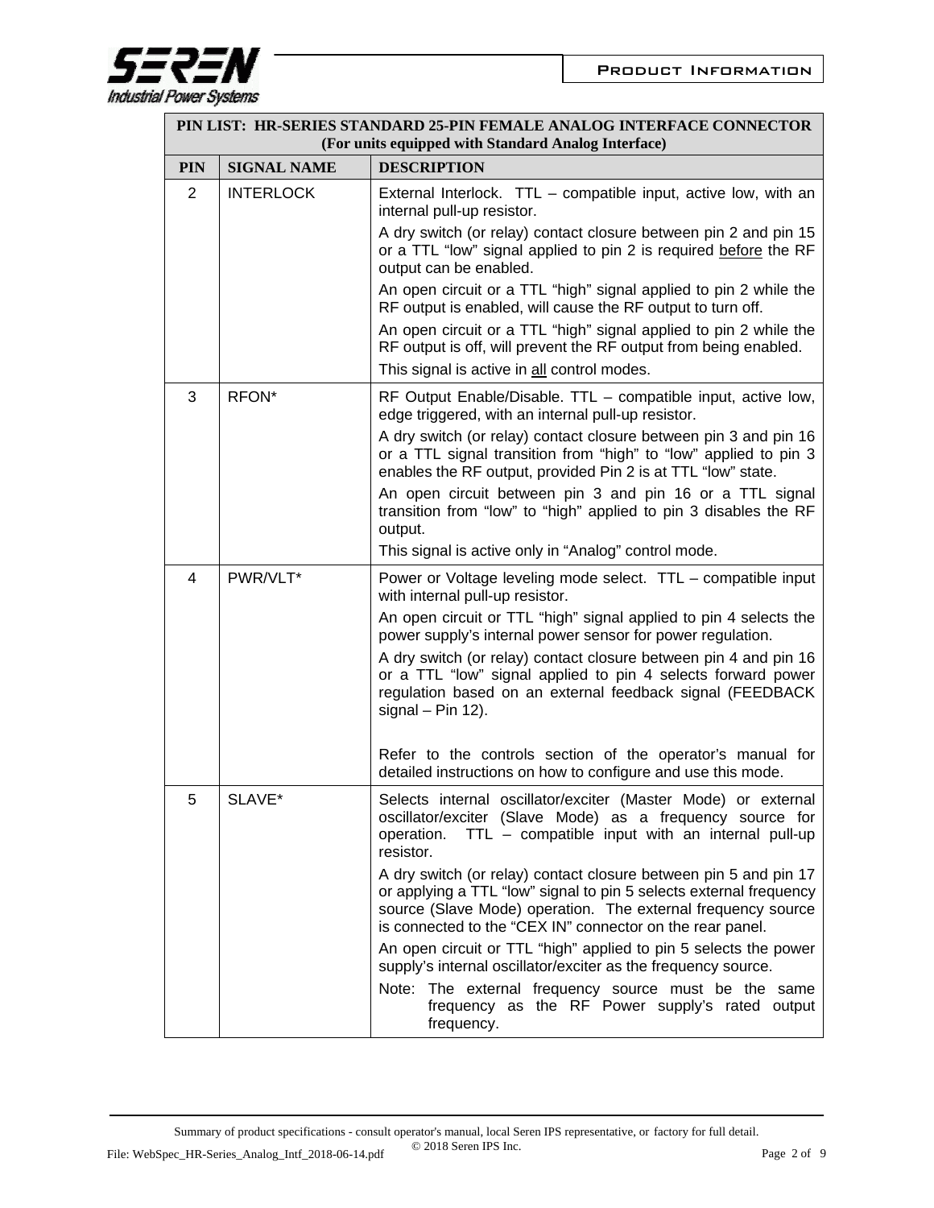| PIN LIST: HR-SERIES STANDARD 25-PIN FEMALE ANALOG INTERFACE CONNECTOR (For units equipped with Standard Analog Interface) | | |
|---|---|---|
| **PIN** | **SIGNAL NAME** | **DESCRIPTION** |
| 2 | INTERLOCK | External Interlock. TTL – compatible input, active low, with an internal pull-up resistor.<br>A dry switch (or relay) contact closure between pin 2 and pin 15 or a TTL "low" signal applied to pin 2 is required before the RF output can be enabled.<br>An open circuit or a TTL "high" signal applied to pin 2 while the RF output is enabled, will cause the RF output to turn off.<br>An open circuit or a TTL "high" signal applied to pin 2 while the RF output is off, will prevent the RF output from being enabled.<br>This signal is active in all control modes. |
| 3 | RFON* | RF Output Enable/Disable. TTL – compatible input, active low, edge triggered, with an internal pull-up resistor.<br>A dry switch (or relay) contact closure between pin 3 and pin 16 or a TTL signal transition from "high" to "low" applied to pin 3 enables the RF output, provided Pin 2 is at TTL "low" state.<br>An open circuit between pin 3 and pin 16 or a TTL signal transition from "low" to "high" applied to pin 3 disables the RF output.<br>This signal is active only in "Analog" control mode. |
| 4 | PWR/VLT* | Power or Voltage leveling mode select. TTL – compatible input with internal pull-up resistor.<br>An open circuit or TTL "high" signal applied to pin 4 selects the power supply's internal power sensor for power regulation.<br>A dry switch (or relay) contact closure between pin 4 and pin 16 or a TTL "low" signal applied to pin 4 selects forward power regulation based on an external feedback signal (FEEDBACK signal – Pin 12).<br><br>Refer to the controls section of the operator's manual for detailed instructions on how to configure and use this mode. |
| 5 | SLAVE* | Selects internal oscillator/exciter (Master Mode) or external oscillator/exciter (Slave Mode) as a frequency source for operation. TTL – compatible input with an internal pull-up resistor.<br>A dry switch (or relay) contact closure between pin 5 and pin 17 or applying a TTL "low" signal to pin 5 selects external frequency source (Slave Mode) operation. The external frequency source is connected to the "CEX IN" connector on the rear panel.<br>An open circuit or TTL "high" applied to pin 5 selects the power supply's internal oscillator/exciter as the frequency source.<br>Note: The external frequency source must be the same frequency as the RF Power supply's rated output frequency. |

Summary of product specifications - consult operator's manual, local Seren IPS representative, or factory for full detail.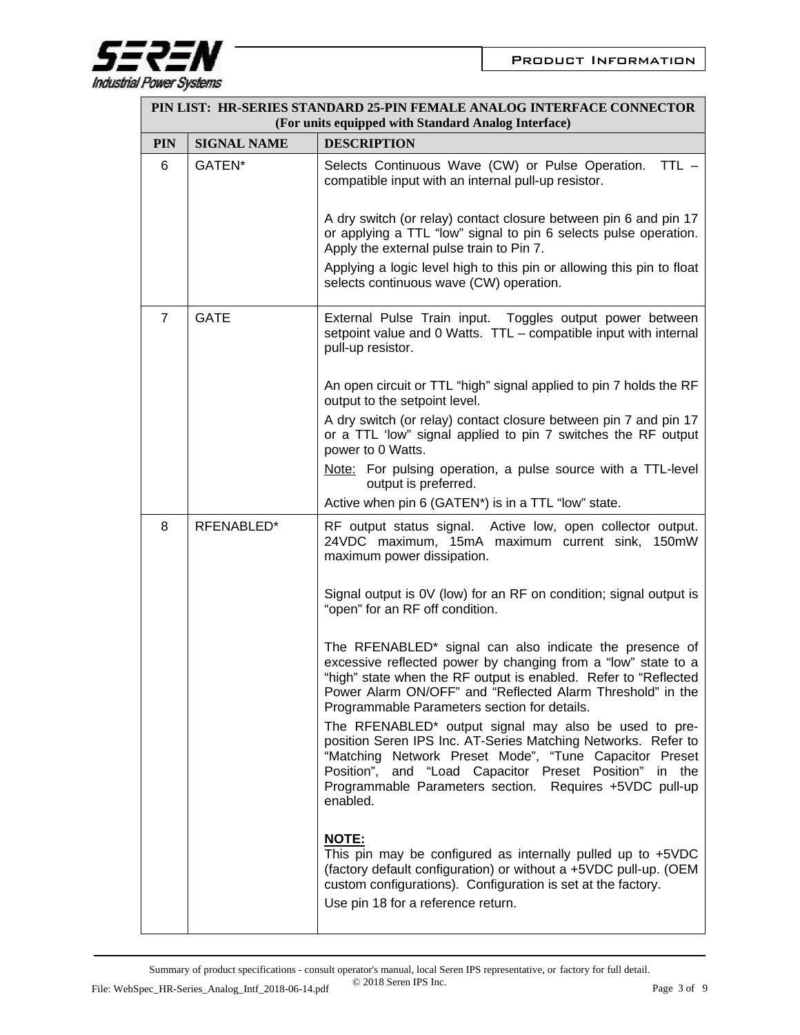| PIN LIST: HR-SERIES STANDARD 25-PIN FEMALE ANALOG INTERFACE CONNECTOR (For units equipped with Standard Analog Interface) | | |
|---|---|---|
| **PIN** | **SIGNAL NAME** | **DESCRIPTION** |
| 6 | GATEN* | Selects Continuous Wave (CW) or Pulse Operation. TTL – compatible input with an internal pull-up resistor.<br><br>A dry switch (or relay) contact closure between pin 6 and pin 17 or applying a TTL "low" signal to pin 6 selects pulse operation. Apply the external pulse train to Pin 7.<br><br>Applying a logic level high to this pin or allowing this pin to float selects continuous wave (CW) operation. |
| 7 | GATE | External Pulse Train input. Toggles output power between setpoint value and 0 Watts. TTL – compatible input with internal pull-up resistor.<br><br>An open circuit or TTL "high" signal applied to pin 7 holds the RF output to the setpoint level.<br><br>A dry switch (or relay) contact closure between pin 7 and pin 17 or a TTL 'low" signal applied to pin 7 switches the RF output power to 0 Watts.<br><br>Note: For pulsing operation, a pulse source with a TTL-level output is preferred.<br><br>Active when pin 6 (GATEN*) is in a TTL "low" state. |
| 8 | RFENABLED* | RF output status signal. Active low, open collector output. 24VDC maximum, 15mA maximum current sink, 150mW maximum power dissipation.<br><br>Signal output is 0V (low) for an RF on condition; signal output is "open" for an RF off condition.<br><br>The RFENABLED* signal can also indicate the presence of excessive reflected power by changing from a "low" state to a "high" state when the RF output is enabled. Refer to "Reflected Power Alarm ON/OFF" and "Reflected Alarm Threshold" in the Programmable Parameters section for details.<br><br>The RFENABLED* output signal may also be used to pre-position Seren IPS Inc. AT-Series Matching Networks. Refer to "Matching Network Preset Mode", "Tune Capacitor Preset Position", and "Load Capacitor Preset Position" in the Programmable Parameters section. Requires +5VDC pull-up enabled.<br><br>**NOTE:**<br>This pin may be configured as internally pulled up to +5VDC (factory default configuration) or without a +5VDC pull-up. (OEM custom configurations). Configuration is set at the factory.<br><br>Use pin 18 for a reference return. |

Summary of product specifications - consult operator's manual, local Seren IPS representative, or factory for full detail.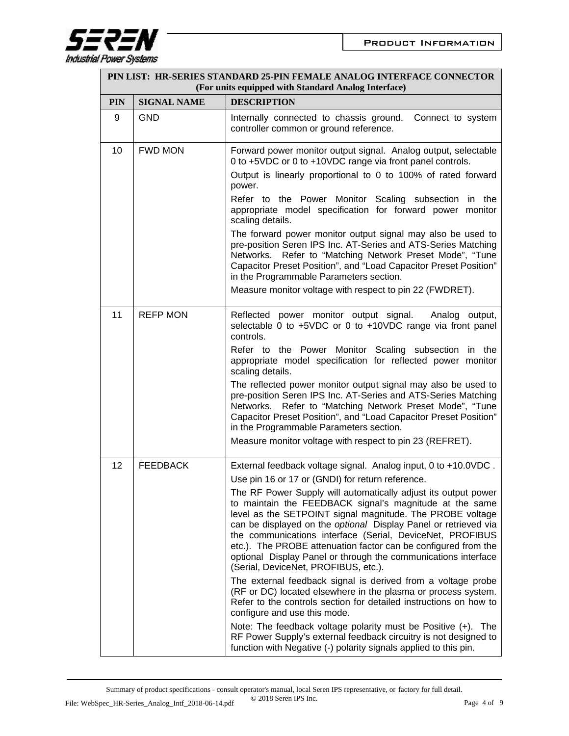| PIN LIST: HR-SERIES STANDARD 25-PIN FEMALE ANALOG INTERFACE CONNECTOR (For units equipped with Standard Analog Interface) | | |
|---|---|---|
| **PIN** | **SIGNAL NAME** | **DESCRIPTION** |
| 9 | GND | Internally connected to chassis ground. Connect to system controller common or ground reference. |
| 10 | FWD MON | Forward power monitor output signal. Analog output, selectable 0 to +5VDC or 0 to +10VDC range via front panel controls.<br><br>Output is linearly proportional to 0 to 100% of rated forward power.<br><br>Refer to the Power Monitor Scaling subsection in the appropriate model specification for forward power monitor scaling details.<br><br>The forward power monitor output signal may also be used to pre-position Seren IPS Inc. AT-Series and ATS-Series Matching Networks. Refer to "Matching Network Preset Mode", "Tune Capacitor Preset Position", and "Load Capacitor Preset Position" in the Programmable Parameters section.<br><br>Measure monitor voltage with respect to pin 22 (FWDRET). |
| 11 | REFP MON | Reflected power monitor output signal. Analog output, selectable 0 to +5VDC or 0 to +10VDC range via front panel controls.<br><br>Refer to the Power Monitor Scaling subsection in the appropriate model specification for reflected power monitor scaling details.<br><br>The reflected power monitor output signal may also be used to pre-position Seren IPS Inc. AT-Series and ATS-Series Matching Networks. Refer to "Matching Network Preset Mode", "Tune Capacitor Preset Position", and "Load Capacitor Preset Position" in the Programmable Parameters section.<br><br>Measure monitor voltage with respect to pin 23 (REFRET). |
| 12 | FEEDBACK | External feedback voltage signal. Analog input, 0 to +10.0VDC .<br><br>Use pin 16 or 17 or (GNDI) for return reference.<br><br>The RF Power Supply will automatically adjust its output power to maintain the FEEDBACK signal's magnitude at the same level as the SETPOINT signal magnitude. The PROBE voltage can be displayed on the *optional* Display Panel or retrieved via the communications interface (Serial, DeviceNet, PROFIBUS etc.). The PROBE attenuation factor can be configured from the optional Display Panel or through the communications interface (Serial, DeviceNet, PROFIBUS, etc.).<br><br>The external feedback signal is derived from a voltage probe (RF or DC) located elsewhere in the plasma or process system. Refer to the controls section for detailed instructions on how to configure and use this mode.<br><br>Note: The feedback voltage polarity must be Positive (+). The RF Power Supply's external feedback circuitry is not designed to function with Negative (-) polarity signals applied to this pin. |

Summary of product specifications - consult operator's manual, local Seren IPS representative, or factory for full detail.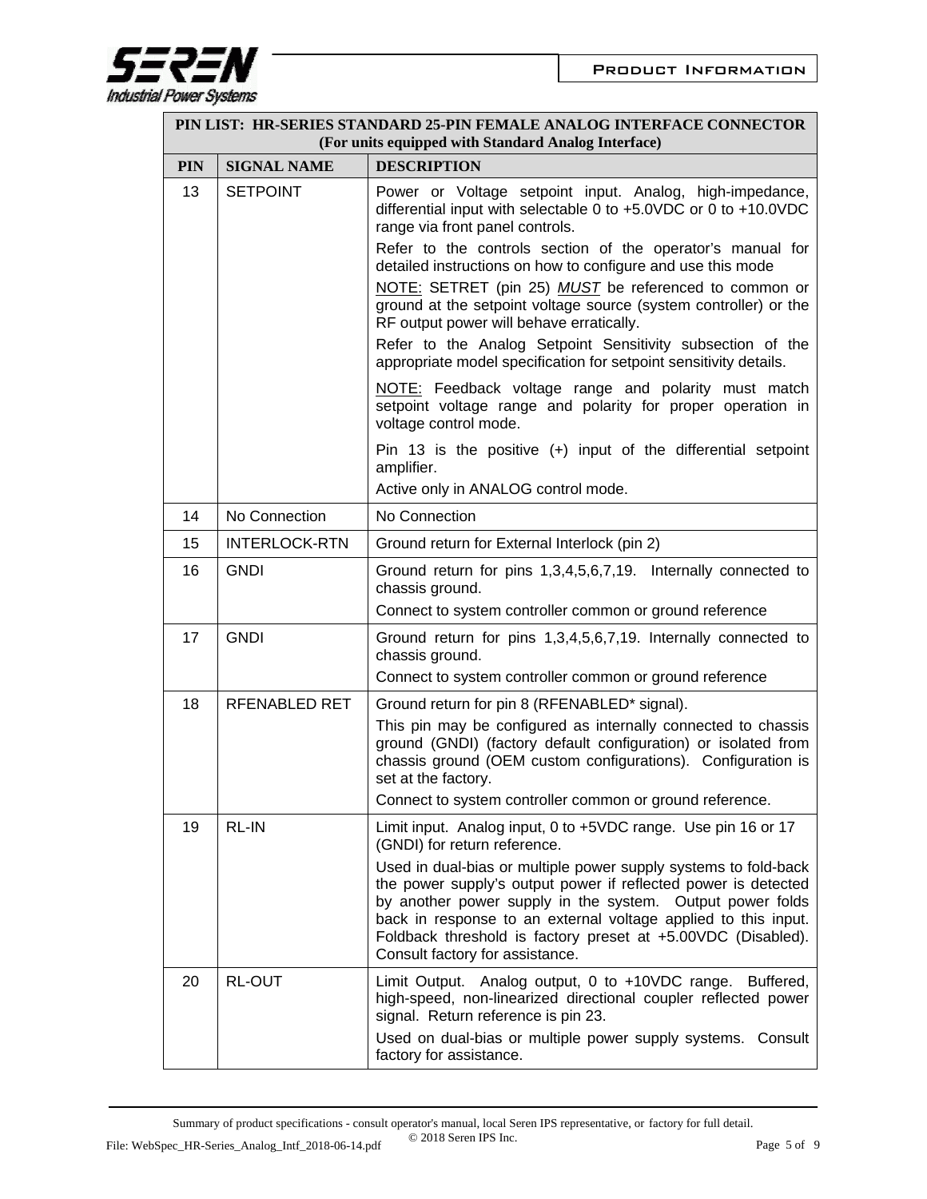| PIN LIST: HR-SERIES STANDARD 25-PIN FEMALE ANALOG INTERFACE CONNECTOR (For units equipped with Standard Analog Interface) | | |
|---|---|---|
| **PIN** | **SIGNAL NAME** | **DESCRIPTION** |
| 13 | SETPOINT | Power or Voltage setpoint input. Analog, high-impedance, differential input with selectable 0 to +5.0VDC or 0 to +10.0VDC range via front panel controls.<br>Refer to the controls section of the operator's manual for detailed instructions on how to configure and use this mode<br><u>NOTE:</u> SETRET (pin 25) ***<u>MUST</u>*** be referenced to common or ground at the setpoint voltage source (system controller) or the RF output power will behave erratically.<br>Refer to the Analog Setpoint Sensitivity subsection of the appropriate model specification for setpoint sensitivity details.<br><u>NOTE:</u> Feedback voltage range and polarity must match setpoint voltage range and polarity for proper operation in voltage control mode.<br>Pin 13 is the positive (+) input of the differential setpoint amplifier.<br>Active only in ANALOG control mode. |
| 14 | No Connection | No Connection |
| 15 | INTERLOCK-RTN | Ground return for External Interlock (pin 2) |
| 16 | GNDI | Ground return for pins 1,3,4,5,6,7,19. Internally connected to chassis ground.<br>Connect to system controller common or ground reference |
| 17 | GNDI | Ground return for pins 1,3,4,5,6,7,19. Internally connected to chassis ground.<br>Connect to system controller common or ground reference |
| 18 | RFENABLED RET | Ground return for pin 8 (RFENABLED* signal).<br>This pin may be configured as internally connected to chassis ground (GNDI) (factory default configuration) or isolated from chassis ground (OEM custom configurations). Configuration is set at the factory.<br>Connect to system controller common or ground reference. |
| 19 | RL-IN | Limit input. Analog input, 0 to +5VDC range. Use pin 16 or 17 (GNDI) for return reference.<br>Used in dual-bias or multiple power supply systems to fold-back the power supply's output power if reflected power is detected by another power supply in the system. Output power folds back in response to an external voltage applied to this input. Foldback threshold is factory preset at +5.00VDC (Disabled). Consult factory for assistance. |
| 20 | RL-OUT | Limit Output. Analog output, 0 to +10VDC range. Buffered, high-speed, non-linearized directional coupler reflected power signal. Return reference is pin 23.<br>Used on dual-bias or multiple power supply systems. Consult factory for assistance. |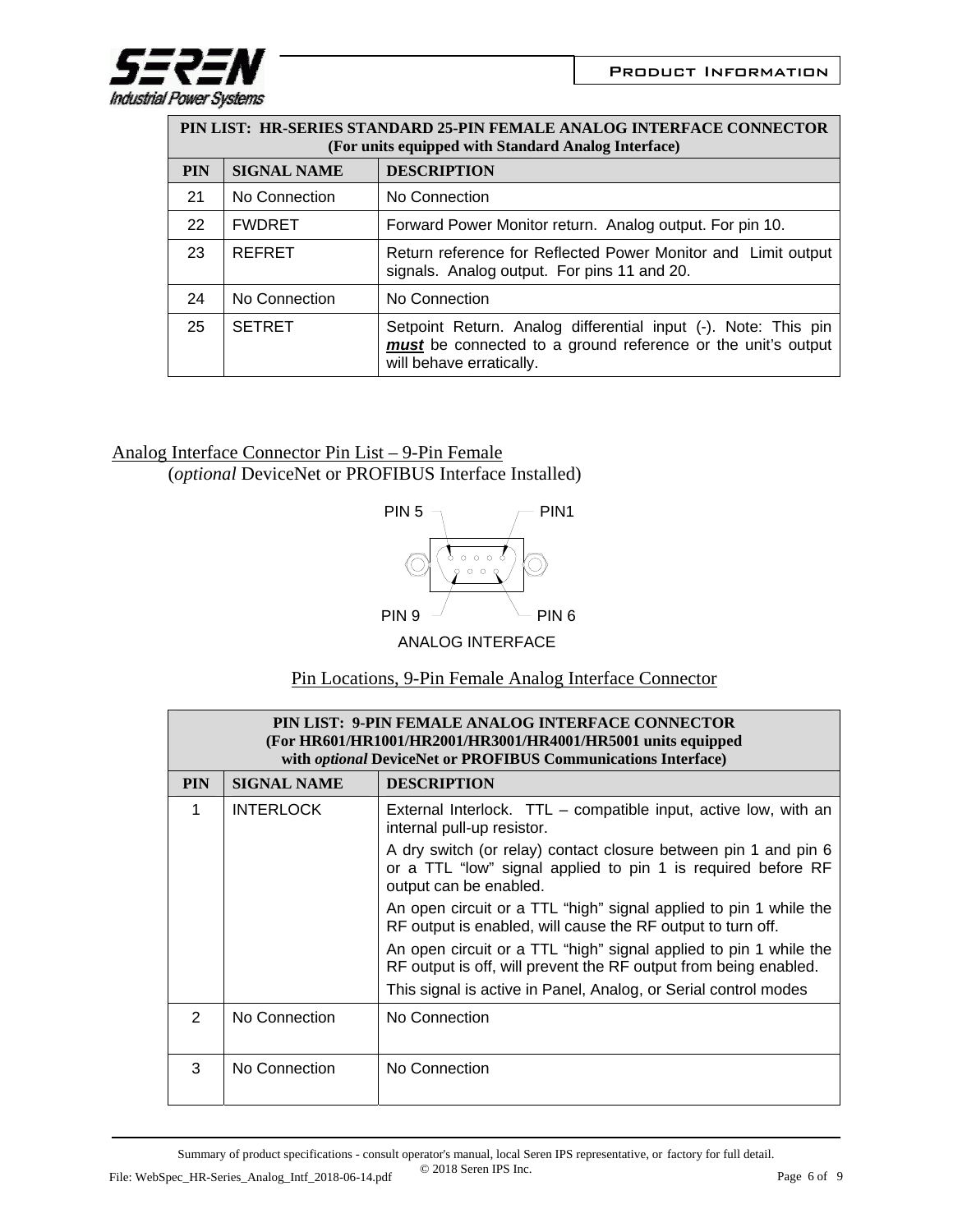| PIN LIST: HR-SERIES STANDARD 25-PIN FEMALE ANALOG INTERFACE CONNECTOR (For units equipped with Standard Analog Interface) | | |
|---|---|---|
| **PIN** | **SIGNAL NAME** | **DESCRIPTION** |
| 21 | No Connection | No Connection |
| 22 | FWDRET | Forward Power Monitor return. Analog output. For pin 10. |
| 23 | REFRET | Return reference for Reflected Power Monitor and Limit output signals. Analog output. For pins 11 and 20. |
| 24 | No Connection | No Connection |
| 25 | SETRET | Setpoint Return. Analog differential input (-). Note: This pin ***must*** be connected to a ground reference or the unit's output will behave erratically. |

## Analog Interface Connector Pin List – 9-Pin Female
(*optional* DeviceNet or PROFIBUS Interface Installed)

PIN 5 PIN1

PIN 9 PIN 6

ANALOG INTERFACE

Pin Locations, 9-Pin Female Analog Interface Connector

| PIN LIST: 9-PIN FEMALE ANALOG INTERFACE CONNECTOR (For HR601/HR1001/HR2001/HR3001/HR4001/HR5001 units equipped with *optional* DeviceNet or PROFIBUS Communications Interface) | | |
|---|---|---|
| **PIN** | **SIGNAL NAME** | **DESCRIPTION** |
| 1 | INTERLOCK | External Interlock. TTL – compatible input, active low, with an internal pull-up resistor.<br>A dry switch (or relay) contact closure between pin 1 and pin 6 or a TTL "low" signal applied to pin 1 is required before RF output can be enabled.<br>An open circuit or a TTL "high" signal applied to pin 1 while the RF output is enabled, will cause the RF output to turn off.<br>An open circuit or a TTL "high" signal applied to pin 1 while the RF output is off, will prevent the RF output from being enabled.<br>This signal is active in Panel, Analog, or Serial control modes |
| 2 | No Connection | No Connection |
| 3 | No Connection | No Connection |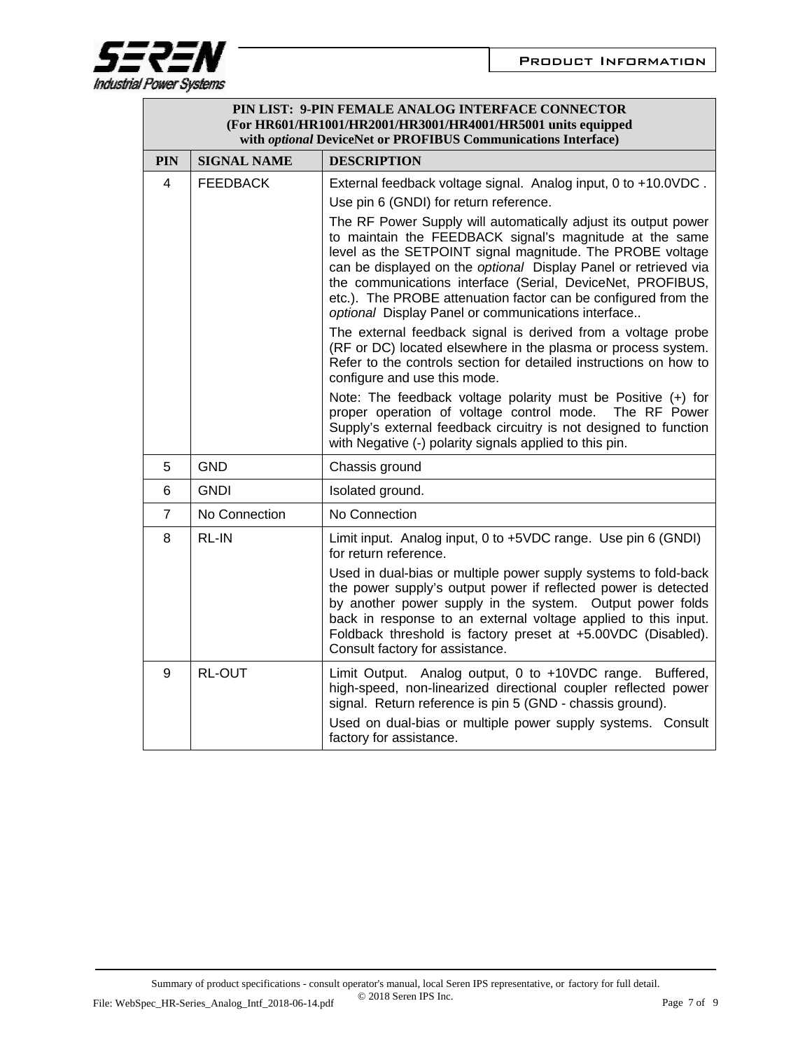| PIN LIST: 9-PIN FEMALE ANALOG INTERFACE CONNECTOR (For HR601/HR1001/HR2001/HR3001/HR4001/HR5001 units equipped with *optional* DeviceNet or PROFIBUS Communications Interface) | | |
|---|---|---|
| **PIN** | **SIGNAL NAME** | **DESCRIPTION** |
| 4 | FEEDBACK | External feedback voltage signal. Analog input, 0 to +10.0VDC . Use pin 6 (GNDI) for return reference. The RF Power Supply will automatically adjust its output power to maintain the FEEDBACK signal's magnitude at the same level as the SETPOINT signal magnitude. The PROBE voltage can be displayed on the *optional* Display Panel or retrieved via the communications interface (Serial, DeviceNet, PROFIBUS, etc.). The PROBE attenuation factor can be configured from the *optional* Display Panel or communications interface.. The external feedback signal is derived from a voltage probe (RF or DC) located elsewhere in the plasma or process system. Refer to the controls section for detailed instructions on how to configure and use this mode. Note: The feedback voltage polarity must be Positive (+) for proper operation of voltage control mode. The RF Power Supply's external feedback circuitry is not designed to function with Negative (-) polarity signals applied to this pin. |
| 5 | GND | Chassis ground |
| 6 | GNDI | Isolated ground. |
| 7 | No Connection | No Connection |
| 8 | RL-IN | Limit input. Analog input, 0 to +5VDC range. Use pin 6 (GNDI) for return reference. Used in dual-bias or multiple power supply systems to fold-back the power supply's output power if reflected power is detected by another power supply in the system. Output power folds back in response to an external voltage applied to this input. Foldback threshold is factory preset at +5.00VDC (Disabled). Consult factory for assistance. |
| 9 | RL-OUT | Limit Output. Analog output, 0 to +10VDC range. Buffered, high-speed, non-linearized directional coupler reflected power signal. Return reference is pin 5 (GND - chassis ground). Used on dual-bias or multiple power supply systems. Consult factory for assistance. |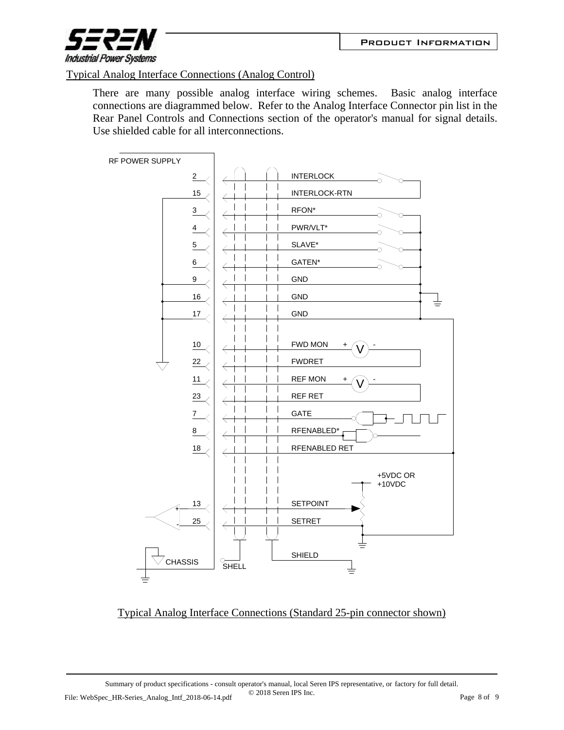Typical Analog Interface Connections (Analog Control)

There are many possible analog interface wiring schemes. Basic analog interface connections are diagrammed below. Refer to the Analog Interface Connector pin list in the Rear Panel Controls and Connections section of the operator's manual for signal details. Use shielded cable for all interconnections.

RF POWER SUPPLY

| Pin | Signal |
| --- | --- |
| 2 | INTERLOCK |
| 15 | INTERLOCK-RTN |
| 3 | RFON* |
| 4 | PWR/VLT* |
| 5 | SLAVE* |
| 6 | GATEN* |
| 9 | GND |
| 16 | GND |
| 17 | GND |
| 10 | FWD MON |
| 22 | FWDRET |
| 11 | REF MON |
| 23 | REF RET |
| 7 | GATE |
| 8 | RFENABLED* |
| 18 | RFENABLED RET |
| 13 | SETPOINT |
| 25 | SETRET |
| CHASSIS | SHIELD |

+5VDC OR +10VDC

SHELL

Typical Analog Interface Connections (Standard 25-pin connector shown)

Summary of product specifications - consult operator's manual, local Seren IPS representative, or factory for full detail.
© 2018 Seren IPS Inc.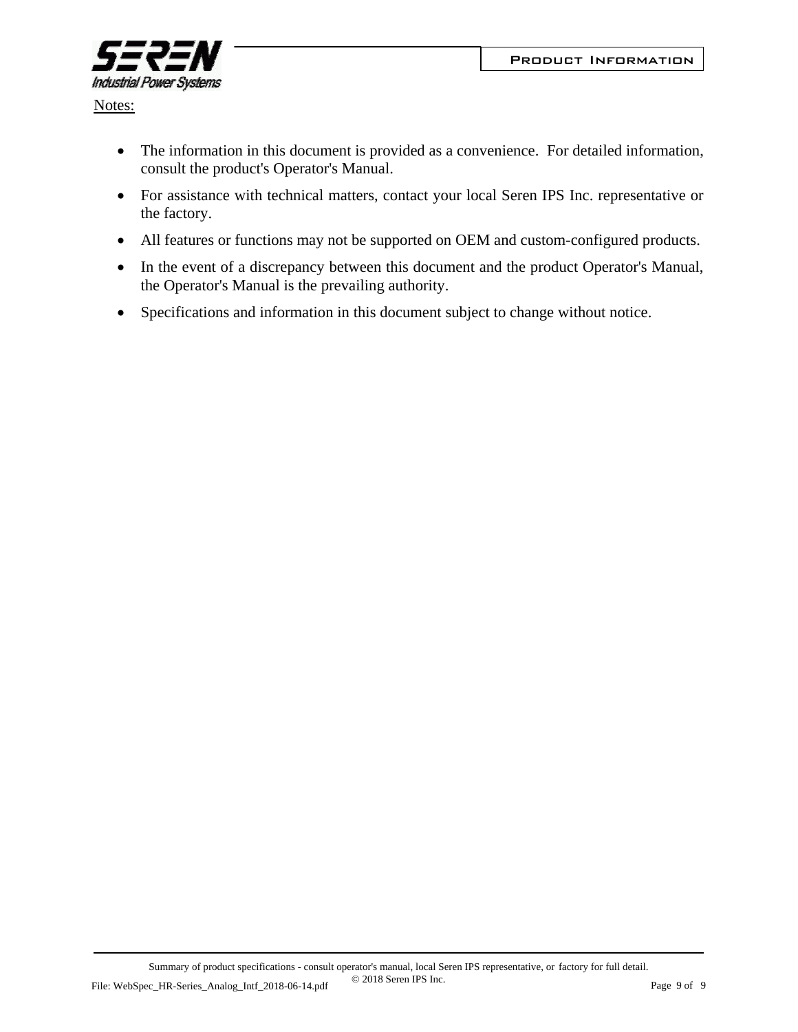Notes:

- The information in this document is provided as a convenience. For detailed information, consult the product's Operator's Manual.
- For assistance with technical matters, contact your local Seren IPS Inc. representative or the factory.
- All features or functions may not be supported on OEM and custom-configured products.
- In the event of a discrepancy between this document and the product Operator's Manual, the Operator's Manual is the prevailing authority.
- Specifications and information in this document subject to change without notice.